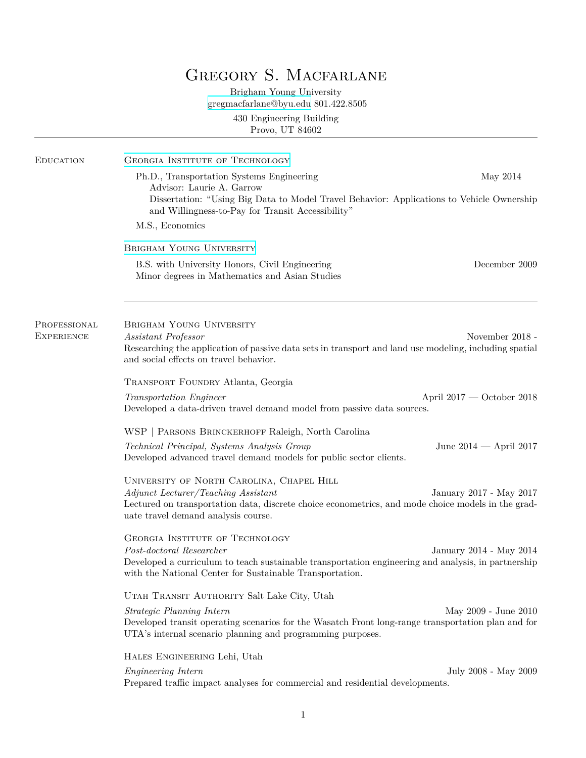# Gregory S. Macfarlane

Brigham Young University
gregmacfarlane@byu.edu 801.422.8505

430 Engineering Building
Provo, UT 84602

---

## Education

### Georgia Institute of Technology

Ph.D., Transportation Systems Engineering — May 2014
Advisor: Laurie A. Garrow
Dissertation: "Using Big Data to Model Travel Behavior: Applications to Vehicle Ownership and Willingness-to-Pay for Transit Accessibility"

M.S., Economics

### Brigham Young University

B.S. with University Honors, Civil Engineering — December 2009
Minor degrees in Mathematics and Asian Studies

---

## Professional Experience

**Brigham Young University**
*Assistant Professor* — November 2018 -
Researching the application of passive data sets in transport and land use modeling, including spatial and social effects on travel behavior.

**Transport Foundry** Atlanta, Georgia
*Transportation Engineer* — April 2017 — October 2018
Developed a data-driven travel demand model from passive data sources.

**WSP | Parsons Brinckerhoff** Raleigh, North Carolina
*Technical Principal, Systems Analysis Group* — June 2014 — April 2017
Developed advanced travel demand models for public sector clients.

**University of North Carolina, Chapel Hill**
*Adjunct Lecturer/Teaching Assistant* — January 2017 - May 2017
Lectured on transportation data, discrete choice econometrics, and mode choice models in the graduate travel demand analysis course.

**Georgia Institute of Technology**
*Post-doctoral Researcher* — January 2014 - May 2014
Developed a curriculum to teach sustainable transportation engineering and analysis, in partnership with the National Center for Sustainable Transportation.

**Utah Transit Authority** Salt Lake City, Utah
*Strategic Planning Intern* — May 2009 - June 2010
Developed transit operating scenarios for the Wasatch Front long-range transportation plan and for UTA's internal scenario planning and programming purposes.

**Hales Engineering** Lehi, Utah
*Engineering Intern* — July 2008 - May 2009
Prepared traffic impact analyses for commercial and residential developments.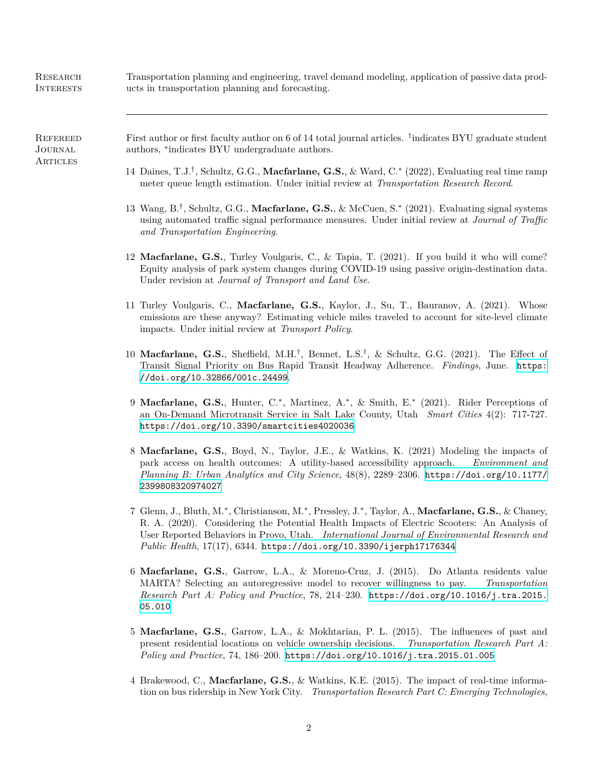## Research Interests

Transportation planning and engineering, travel demand modeling, application of passive data products in transportation planning and forecasting.

---

## Refereed Journal Articles

First author or first faculty author on 6 of 14 total journal articles. †indicates BYU graduate student authors, *indicates BYU undergraduate authors.

14 Daines, T.J.†, Schultz, G.G., **Macfarlane, G.S.**, & Ward, C.* (2022), Evaluating real time ramp meter queue length estimation. Under initial review at *Transportation Research Record*.

13 Wang, B.†, Schultz, G.G., **Macfarlane, G.S.**, & McCuen, S.* (2021). Evaluating signal systems using automated traffic signal performance measures. Under initial review at *Journal of Traffic and Transportation Engineering*.

12 **Macfarlane, G.S.**, Turley Voulgaris, C., & Tapia, T. (2021). If you build it who will come? Equity analysis of park system changes during COVID-19 using passive origin-destination data. Under revision at *Journal of Transport and Land Use*.

11 Turley Voulgaris, C., **Macfarlane, G.S.**, Kaylor, J., Su, T., Bauranov, A. (2021). Whose emissions are these anyway? Estimating vehicle miles traveled to account for site-level climate impacts. Under initial review at *Transport Policy*.

10 **Macfarlane, G.S.**, Sheffield, M.H.†, Bennet, L.S.†, & Schultz, G.G. (2021). The Effect of Transit Signal Priority on Bus Rapid Transit Headway Adherence. *Findings*, June. https://doi.org/10.32866/001c.24499.

9 **Macfarlane, G.S.**, Hunter, C.*, Martinez, A.*, & Smith, E.* (2021). Rider Perceptions of an On-Demand Microtransit Service in Salt Lake County, Utah *Smart Cities* 4(2): 717-727. https://doi.org/10.3390/smartcities4020036

8 **Macfarlane, G.S.**, Boyd, N., Taylor, J.E., & Watkins, K. (2021) Modeling the impacts of park access on health outcomes: A utility-based accessibility approach. *Environment and Planning B: Urban Analytics and City Science*, 48(8), 2289–2306. https://doi.org/10.1177/2399808320974027

7 Glenn, J., Bluth, M.*, Christianson, M.*, Pressley, J.*, Taylor, A., **Macfarlane, G.S.**, & Chaney, R. A. (2020). Considering the Potential Health Impacts of Electric Scooters: An Analysis of User Reported Behaviors in Provo, Utah. *International Journal of Environmental Research and Public Health*, 17(17), 6344. https://doi.org/10.3390/ijerph17176344

6 **Macfarlane, G.S.**, Garrow, L.A., & Moreno-Cruz, J. (2015). Do Atlanta residents value MARTA? Selecting an autoregressive model to recover willingness to pay. *Transportation Research Part A: Policy and Practice*, 78, 214–230. https://doi.org/10.1016/j.tra.2015.05.010

5 **Macfarlane, G.S.**, Garrow, L.A., & Mokhtarian, P. L. (2015). The influences of past and present residential locations on vehicle ownership decisions. *Transportation Research Part A: Policy and Practice*, 74, 186–200. https://doi.org/10.1016/j.tra.2015.01.005

4 Brakewood, C., **Macfarlane, G.S.**, & Watkins, K.E. (2015). The impact of real-time information on bus ridership in New York City. *Transportation Research Part C: Emerging Technologies*,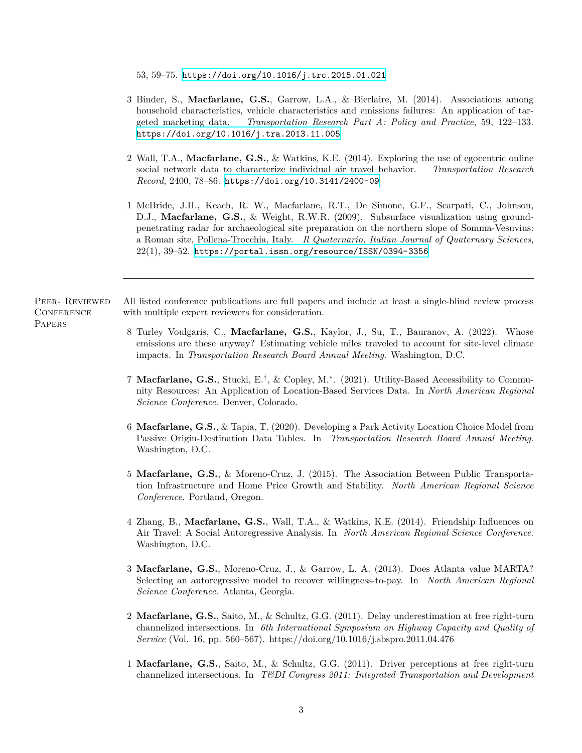53, 59–75. https://doi.org/10.1016/j.trc.2015.01.021

3 Binder, S., **Macfarlane, G.S.**, Garrow, L.A., & Bierlaire, M. (2014). Associations among household characteristics, vehicle characteristics and emissions failures: An application of targeted marketing data. *Transportation Research Part A: Policy and Practice*, 59, 122–133. https://doi.org/10.1016/j.tra.2013.11.005

2 Wall, T.A., **Macfarlane, G.S.**, & Watkins, K.E. (2014). Exploring the use of egocentric online social network data to characterize individual air travel behavior. *Transportation Research Record*, 2400, 78–86. https://doi.org/10.3141/2400-09

1 McBride, J.H., Keach, R. W., Macfarlane, R.T., De Simone, G.F., Scarpati, C., Johnson, D.J., **Macfarlane, G.S.**, & Weight, R.W.R. (2009). Subsurface visualization using ground-penetrating radar for archaeological site preparation on the northern slope of Somma-Vesuvius: a Roman site, Pollena-Trocchia, Italy. *Il Quaternario, Italian Journal of Quaternary Sciences*, 22(1), 39–52. https://portal.issn.org/resource/ISSN/0394-3356

---

## Peer- Reviewed Conference Papers

All listed conference publications are full papers and include at least a single-blind review process with multiple expert reviewers for consideration.

8 Turley Voulgaris, C., **Macfarlane, G.S.**, Kaylor, J., Su, T., Bauranov, A. (2022). Whose emissions are these anyway? Estimating vehicle miles traveled to account for site-level climate impacts. In *Transportation Research Board Annual Meeting*. Washington, D.C.

7 **Macfarlane, G.S.**, Stucki, E.†, & Copley, M.\*. (2021). Utility-Based Accessibility to Community Resources: An Application of Location-Based Services Data. In *North American Regional Science Conference*. Denver, Colorado.

6 **Macfarlane, G.S.**, & Tapia, T. (2020). Developing a Park Activity Location Choice Model from Passive Origin-Destination Data Tables. In *Transportation Research Board Annual Meeting*. Washington, D.C.

5 **Macfarlane, G.S.**, & Moreno-Cruz, J. (2015). The Association Between Public Transportation Infrastructure and Home Price Growth and Stability. *North American Regional Science Conference*. Portland, Oregon.

4 Zhang, B., **Macfarlane, G.S.**, Wall, T.A., & Watkins, K.E. (2014). Friendship Influences on Air Travel: A Social Autoregressive Analysis. In *North American Regional Science Conference*. Washington, D.C.

3 **Macfarlane, G.S.**, Moreno-Cruz, J., & Garrow, L. A. (2013). Does Atlanta value MARTA? Selecting an autoregressive model to recover willingness-to-pay. In *North American Regional Science Conference*. Atlanta, Georgia.

2 **Macfarlane, G.S.**, Saito, M., & Schultz, G.G. (2011). Delay underestimation at free right-turn channelized intersections. In *6th International Symposium on Highway Capacity and Quality of Service* (Vol. 16, pp. 560–567). https://doi.org/10.1016/j.sbspro.2011.04.476

1 **Macfarlane, G.S.**, Saito, M., & Schultz, G.G. (2011). Driver perceptions at free right-turn channelized intersections. In *T&DI Congress 2011: Integrated Transportation and Development*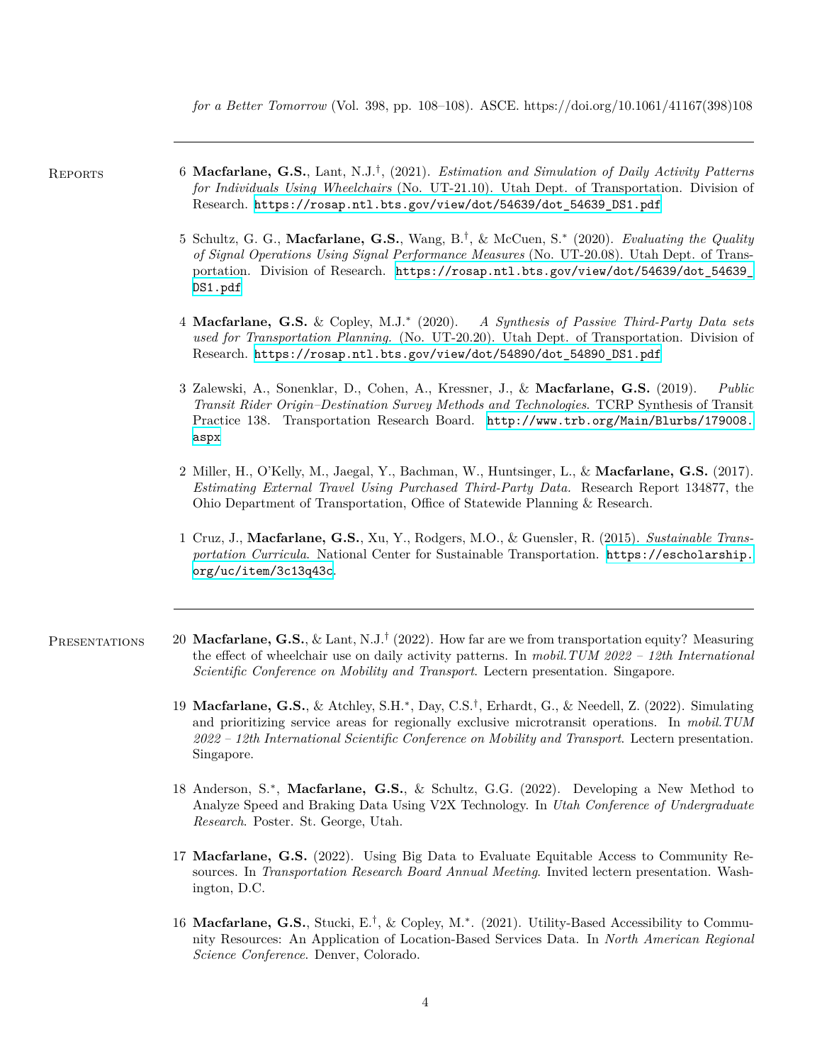*for a Better Tomorrow* (Vol. 398, pp. 108–108). ASCE. https://doi.org/10.1061/41167(398)108

---

## Reports

6 **Macfarlane, G.S.**, Lant, N.J.†, (2021). *Estimation and Simulation of Daily Activity Patterns for Individuals Using Wheelchairs* (No. UT-21.10). Utah Dept. of Transportation. Division of Research. https://rosap.ntl.bts.gov/view/dot/54639/dot_54639_DS1.pdf

5 Schultz, G. G., **Macfarlane, G.S.**, Wang, B.†, & McCuen, S.* (2020). *Evaluating the Quality of Signal Operations Using Signal Performance Measures* (No. UT-20.08). Utah Dept. of Transportation. Division of Research. https://rosap.ntl.bts.gov/view/dot/54639/dot_54639_DS1.pdf

4 **Macfarlane, G.S.** & Copley, M.J.* (2020). *A Synthesis of Passive Third-Party Data sets used for Transportation Planning.* (No. UT-20.20). Utah Dept. of Transportation. Division of Research. https://rosap.ntl.bts.gov/view/dot/54890/dot_54890_DS1.pdf

3 Zalewski, A., Sonenklar, D., Cohen, A., Kressner, J., & **Macfarlane, G.S.** (2019). *Public Transit Rider Origin–Destination Survey Methods and Technologies.* TCRP Synthesis of Transit Practice 138. Transportation Research Board. http://www.trb.org/Main/Blurbs/179008.aspx

2 Miller, H., O'Kelly, M., Jaegal, Y., Bachman, W., Huntsinger, L., & **Macfarlane, G.S.** (2017). *Estimating External Travel Using Purchased Third-Party Data.* Research Report 134877, the Ohio Department of Transportation, Office of Statewide Planning & Research.

1 Cruz, J., **Macfarlane, G.S.**, Xu, Y., Rodgers, M.O., & Guensler, R. (2015). *Sustainable Transportation Curricula*. National Center for Sustainable Transportation. https://escholarship.org/uc/item/3c13q43c.

---

## Presentations

20 **Macfarlane, G.S.**, & Lant, N.J.† (2022). How far are we from transportation equity? Measuring the effect of wheelchair use on daily activity patterns. In *mobil.TUM 2022 – 12th International Scientific Conference on Mobility and Transport*. Lectern presentation. Singapore.

19 **Macfarlane, G.S.**, & Atchley, S.H.*, Day, C.S.†, Erhardt, G., & Needell, Z. (2022). Simulating and prioritizing service areas for regionally exclusive microtransit operations. In *mobil.TUM 2022 – 12th International Scientific Conference on Mobility and Transport*. Lectern presentation. Singapore.

18 Anderson, S.*, **Macfarlane, G.S.**, & Schultz, G.G. (2022). Developing a New Method to Analyze Speed and Braking Data Using V2X Technology. In *Utah Conference of Undergraduate Research*. Poster. St. George, Utah.

17 **Macfarlane, G.S.** (2022). Using Big Data to Evaluate Equitable Access to Community Resources. In *Transportation Research Board Annual Meeting*. Invited lectern presentation. Washington, D.C.

16 **Macfarlane, G.S.**, Stucki, E.†, & Copley, M.*. (2021). Utility-Based Accessibility to Community Resources: An Application of Location-Based Services Data. In *North American Regional Science Conference*. Denver, Colorado.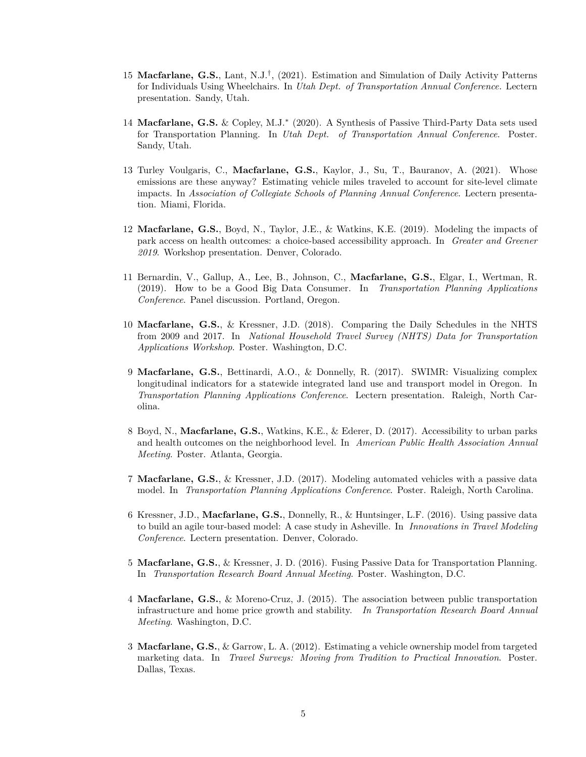15 **Macfarlane, G.S.**, Lant, N.J.[†], (2021). Estimation and Simulation of Daily Activity Patterns for Individuals Using Wheelchairs. In *Utah Dept. of Transportation Annual Conference*. Lectern presentation. Sandy, Utah.

14 **Macfarlane, G.S.** & Copley, M.J.[*] (2020). A Synthesis of Passive Third-Party Data sets used for Transportation Planning. In *Utah Dept. of Transportation Annual Conference*. Poster. Sandy, Utah.

13 Turley Voulgaris, C., **Macfarlane, G.S.**, Kaylor, J., Su, T., Bauranov, A. (2021). Whose emissions are these anyway? Estimating vehicle miles traveled to account for site-level climate impacts. In *Association of Collegiate Schools of Planning Annual Conference*. Lectern presentation. Miami, Florida.

12 **Macfarlane, G.S.**, Boyd, N., Taylor, J.E., & Watkins, K.E. (2019). Modeling the impacts of park access on health outcomes: a choice-based accessibility approach. In *Greater and Greener 2019*. Workshop presentation. Denver, Colorado.

11 Bernardin, V., Gallup, A., Lee, B., Johnson, C., **Macfarlane, G.S.**, Elgar, I., Wertman, R. (2019). How to be a Good Big Data Consumer. In *Transportation Planning Applications Conference*. Panel discussion. Portland, Oregon.

10 **Macfarlane, G.S.**, & Kressner, J.D. (2018). Comparing the Daily Schedules in the NHTS from 2009 and 2017. In *National Household Travel Survey (NHTS) Data for Transportation Applications Workshop*. Poster. Washington, D.C.

9 **Macfarlane, G.S.**, Bettinardi, A.O., & Donnelly, R. (2017). SWIMR: Visualizing complex longitudinal indicators for a statewide integrated land use and transport model in Oregon. In *Transportation Planning Applications Conference*. Lectern presentation. Raleigh, North Carolina.

8 Boyd, N., **Macfarlane, G.S.**, Watkins, K.E., & Ederer, D. (2017). Accessibility to urban parks and health outcomes on the neighborhood level. In *American Public Health Association Annual Meeting*. Poster. Atlanta, Georgia.

7 **Macfarlane, G.S.**, & Kressner, J.D. (2017). Modeling automated vehicles with a passive data model. In *Transportation Planning Applications Conference*. Poster. Raleigh, North Carolina.

6 Kressner, J.D., **Macfarlane, G.S.**, Donnelly, R., & Huntsinger, L.F. (2016). Using passive data to build an agile tour-based model: A case study in Asheville. In *Innovations in Travel Modeling Conference*. Lectern presentation. Denver, Colorado.

5 **Macfarlane, G.S.**, & Kressner, J. D. (2016). Fusing Passive Data for Transportation Planning. In *Transportation Research Board Annual Meeting*. Poster. Washington, D.C.

4 **Macfarlane, G.S.**, & Moreno-Cruz, J. (2015). The association between public transportation infrastructure and home price growth and stability. *In Transportation Research Board Annual Meeting*. Washington, D.C.

3 **Macfarlane, G.S.**, & Garrow, L. A. (2012). Estimating a vehicle ownership model from targeted marketing data. In *Travel Surveys: Moving from Tradition to Practical Innovation*. Poster. Dallas, Texas.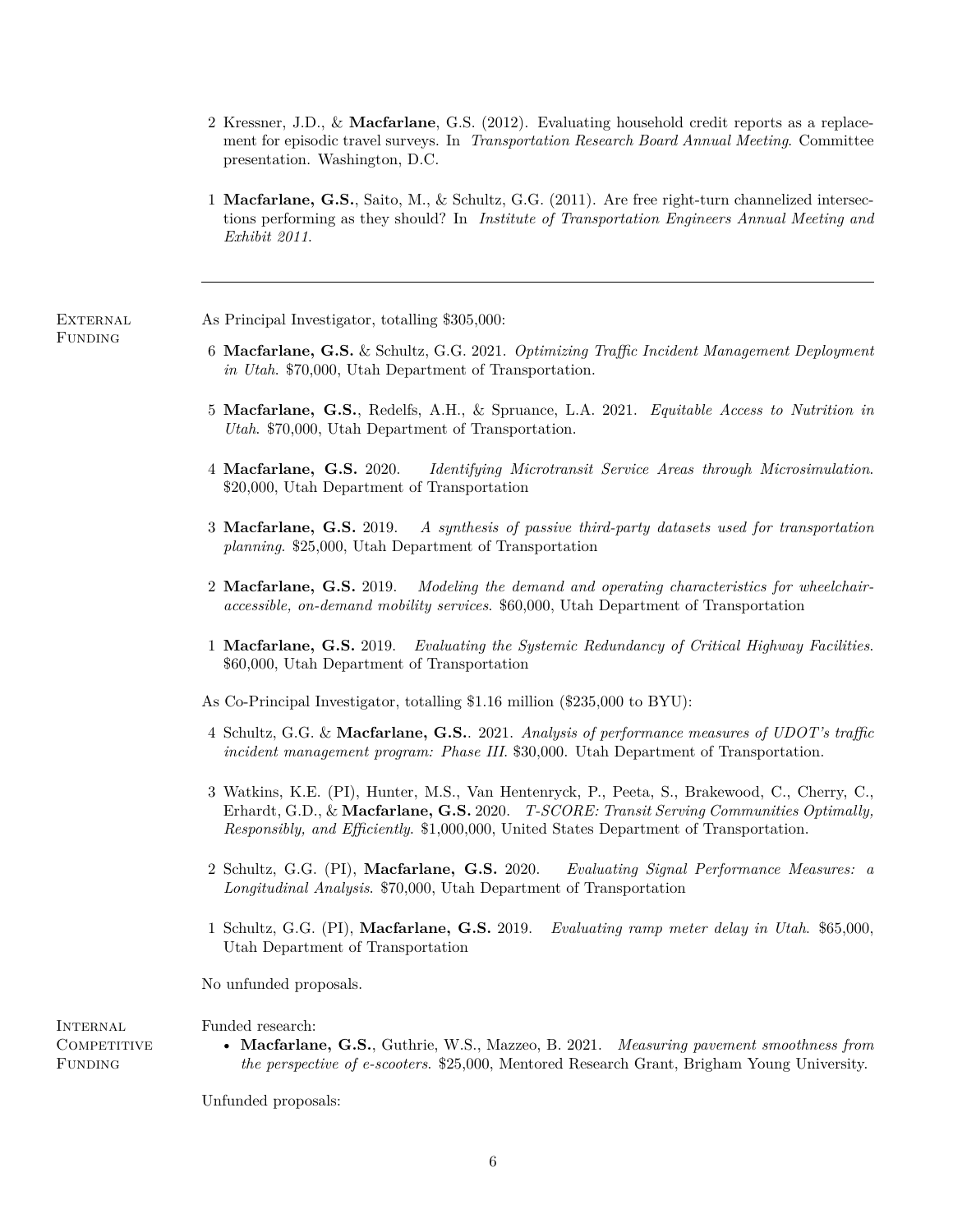2 Kressner, J.D., & **Macfarlane**, G.S. (2012). Evaluating household credit reports as a replacement for episodic travel surveys. In *Transportation Research Board Annual Meeting*. Committee presentation. Washington, D.C.

1 **Macfarlane, G.S.**, Saito, M., & Schultz, G.G. (2011). Are free right-turn channelized intersections performing as they should? In *Institute of Transportation Engineers Annual Meeting and Exhibit 2011*.

---

## External Funding

As Principal Investigator, totalling $305,000:

6 **Macfarlane, G.S.** & Schultz, G.G. 2021. *Optimizing Traffic Incident Management Deployment in Utah*. $70,000, Utah Department of Transportation.

5 **Macfarlane, G.S.**, Redelfs, A.H., & Spruance, L.A. 2021. *Equitable Access to Nutrition in Utah*. $70,000, Utah Department of Transportation.

4 **Macfarlane, G.S.** 2020. *Identifying Microtransit Service Areas through Microsimulation*. $20,000, Utah Department of Transportation

3 **Macfarlane, G.S.** 2019. *A synthesis of passive third-party datasets used for transportation planning*. $25,000, Utah Department of Transportation

2 **Macfarlane, G.S.** 2019. *Modeling the demand and operating characteristics for wheelchair-accessible, on-demand mobility services*. $60,000, Utah Department of Transportation

1 **Macfarlane, G.S.** 2019. *Evaluating the Systemic Redundancy of Critical Highway Facilities*. $60,000, Utah Department of Transportation

As Co-Principal Investigator, totalling $1.16 million ($235,000 to BYU):

4 Schultz, G.G. & **Macfarlane, G.S.**. 2021. *Analysis of performance measures of UDOT's traffic incident management program: Phase III*. $30,000. Utah Department of Transportation.

3 Watkins, K.E. (PI), Hunter, M.S., Van Hentenryck, P., Peeta, S., Brakewood, C., Cherry, C., Erhardt, G.D., & **Macfarlane, G.S.** 2020. *T-SCORE: Transit Serving Communities Optimally, Responsibly, and Efficiently*. $1,000,000, United States Department of Transportation.

2 Schultz, G.G. (PI), **Macfarlane, G.S.** 2020. *Evaluating Signal Performance Measures: a Longitudinal Analysis*. $70,000, Utah Department of Transportation

1 Schultz, G.G. (PI), **Macfarlane, G.S.** 2019. *Evaluating ramp meter delay in Utah*. $65,000, Utah Department of Transportation

No unfunded proposals.

## Internal Competitive Funding

Funded research:

- **Macfarlane, G.S.**, Guthrie, W.S., Mazzeo, B. 2021. *Measuring pavement smoothness from the perspective of e-scooters*. $25,000, Mentored Research Grant, Brigham Young University.

Unfunded proposals: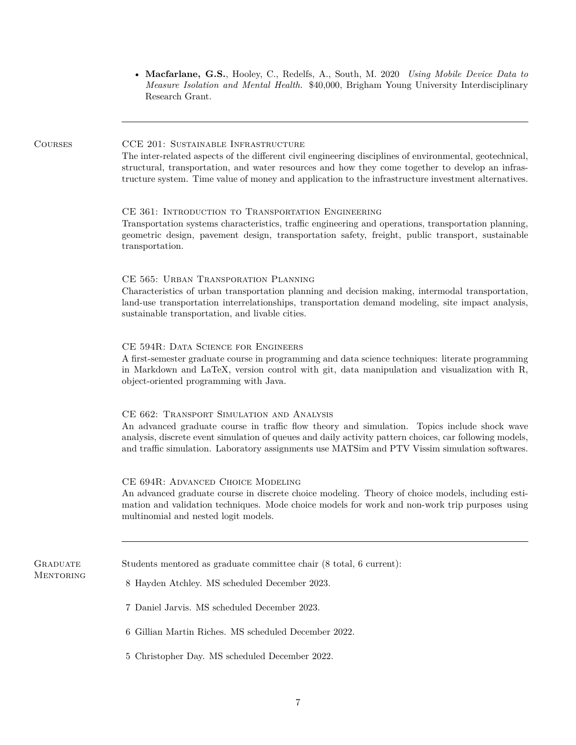- **Macfarlane, G.S.**, Hooley, C., Redelfs, A., South, M. 2020 *Using Mobile Device Data to Measure Isolation and Mental Health*. $40,000, Brigham Young University Interdisciplinary Research Grant.

---

## Courses

CCE 201: Sustainable Infrastructure
The inter-related aspects of the different civil engineering disciplines of environmental, geotechnical, structural, transportation, and water resources and how they come together to develop an infrastructure system. Time value of money and application to the infrastructure investment alternatives.

CE 361: Introduction to Transportation Engineering
Transportation systems characteristics, traffic engineering and operations, transportation planning, geometric design, pavement design, transportation safety, freight, public transport, sustainable transportation.

CE 565: Urban Transporation Planning
Characteristics of urban transportation planning and decision making, intermodal transportation, land-use transportation interrelationships, transportation demand modeling, site impact analysis, sustainable transportation, and livable cities.

CE 594R: Data Science for Engineers
A first-semester graduate course in programming and data science techniques: literate programming in Markdown and LaTeX, version control with git, data manipulation and visualization with R, object-oriented programming with Java.

CE 662: Transport Simulation and Analysis
An advanced graduate course in traffic flow theory and simulation. Topics include shock wave analysis, discrete event simulation of queues and daily activity pattern choices, car following models, and traffic simulation. Laboratory assignments use MATSim and PTV Vissim simulation softwares.

CE 694R: Advanced Choice Modeling
An advanced graduate course in discrete choice modeling. Theory of choice models, including estimation and validation techniques. Mode choice models for work and non-work trip purposes using multinomial and nested logit models.

---

## Graduate Mentoring

Students mentored as graduate committee chair (8 total, 6 current):

8 Hayden Atchley. MS scheduled December 2023.

7 Daniel Jarvis. MS scheduled December 2023.

6 Gillian Martin Riches. MS scheduled December 2022.

5 Christopher Day. MS scheduled December 2022.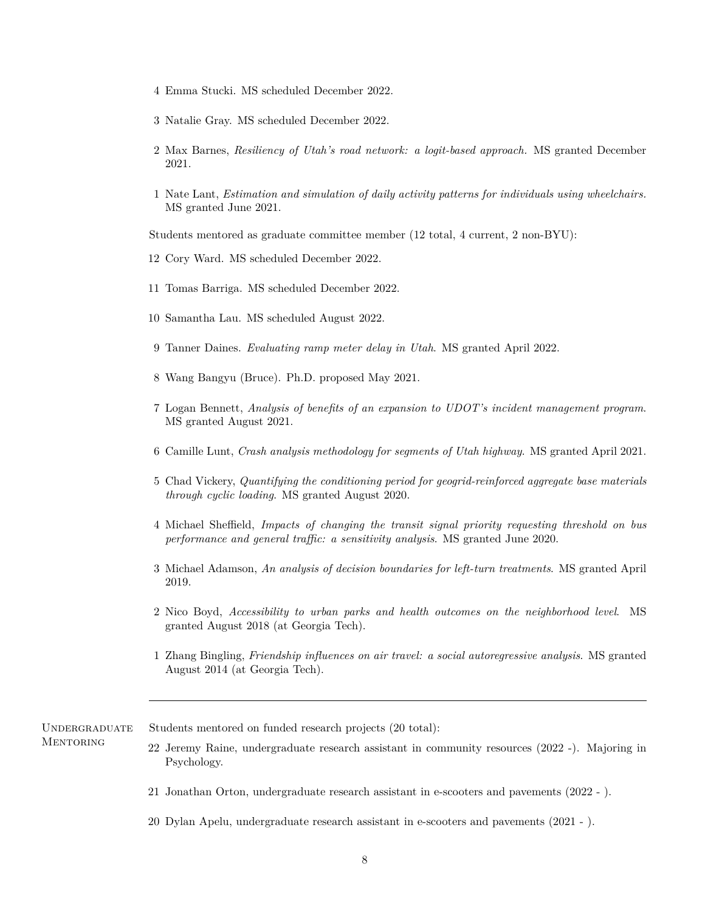4 Emma Stucki. MS scheduled December 2022.

3 Natalie Gray. MS scheduled December 2022.

2 Max Barnes, *Resiliency of Utah's road network: a logit-based approach*. MS granted December 2021.

1 Nate Lant, *Estimation and simulation of daily activity patterns for individuals using wheelchairs.* MS granted June 2021.

Students mentored as graduate committee member (12 total, 4 current, 2 non-BYU):

12 Cory Ward. MS scheduled December 2022.

11 Tomas Barriga. MS scheduled December 2022.

10 Samantha Lau. MS scheduled August 2022.

9 Tanner Daines. *Evaluating ramp meter delay in Utah*. MS granted April 2022.

8 Wang Bangyu (Bruce). Ph.D. proposed May 2021.

7 Logan Bennett, *Analysis of benefits of an expansion to UDOT's incident management program*. MS granted August 2021.

6 Camille Lunt, *Crash analysis methodology for segments of Utah highway*. MS granted April 2021.

5 Chad Vickery, *Quantifying the conditioning period for geogrid-reinforced aggregate base materials through cyclic loading*. MS granted August 2020.

4 Michael Sheffield, *Impacts of changing the transit signal priority requesting threshold on bus performance and general traffic: a sensitivity analysis*. MS granted June 2020.

3 Michael Adamson, *An analysis of decision boundaries for left-turn treatments*. MS granted April 2019.

2 Nico Boyd, *Accessibility to urban parks and health outcomes on the neighborhood level*. MS granted August 2018 (at Georgia Tech).

1 Zhang Bingling, *Friendship influences on air travel: a social autoregressive analysis*. MS granted August 2014 (at Georgia Tech).

---

## Undergraduate Mentoring

Students mentored on funded research projects (20 total):

22 Jeremy Raine, undergraduate research assistant in community resources (2022 -). Majoring in Psychology.

21 Jonathan Orton, undergraduate research assistant in e-scooters and pavements (2022 - ).

20 Dylan Apelu, undergraduate research assistant in e-scooters and pavements (2021 - ).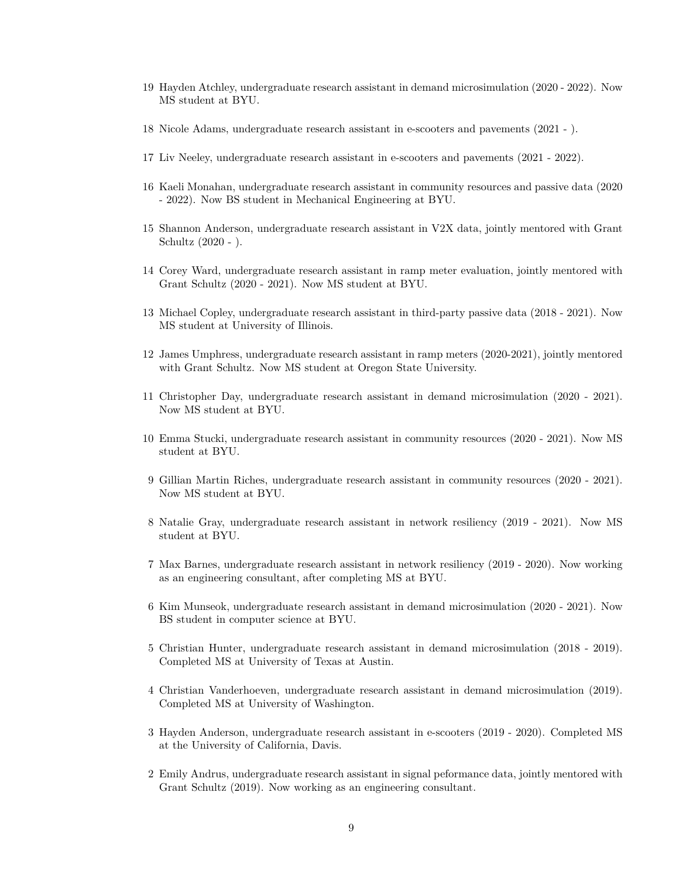19 Hayden Atchley, undergraduate research assistant in demand microsimulation (2020 - 2022). Now MS student at BYU.

18 Nicole Adams, undergraduate research assistant in e-scooters and pavements (2021 - ).

17 Liv Neeley, undergraduate research assistant in e-scooters and pavements (2021 - 2022).

16 Kaeli Monahan, undergraduate research assistant in community resources and passive data (2020 - 2022). Now BS student in Mechanical Engineering at BYU.

15 Shannon Anderson, undergraduate research assistant in V2X data, jointly mentored with Grant Schultz (2020 - ).

14 Corey Ward, undergraduate research assistant in ramp meter evaluation, jointly mentored with Grant Schultz (2020 - 2021). Now MS student at BYU.

13 Michael Copley, undergraduate research assistant in third-party passive data (2018 - 2021). Now MS student at University of Illinois.

12 James Umphress, undergraduate research assistant in ramp meters (2020-2021), jointly mentored with Grant Schultz. Now MS student at Oregon State University.

11 Christopher Day, undergraduate research assistant in demand microsimulation (2020 - 2021). Now MS student at BYU.

10 Emma Stucki, undergraduate research assistant in community resources (2020 - 2021). Now MS student at BYU.

9 Gillian Martin Riches, undergraduate research assistant in community resources (2020 - 2021). Now MS student at BYU.

8 Natalie Gray, undergraduate research assistant in network resiliency (2019 - 2021). Now MS student at BYU.

7 Max Barnes, undergraduate research assistant in network resiliency (2019 - 2020). Now working as an engineering consultant, after completing MS at BYU.

6 Kim Munseok, undergraduate research assistant in demand microsimulation (2020 - 2021). Now BS student in computer science at BYU.

5 Christian Hunter, undergraduate research assistant in demand microsimulation (2018 - 2019). Completed MS at University of Texas at Austin.

4 Christian Vanderhoeven, undergraduate research assistant in demand microsimulation (2019). Completed MS at University of Washington.

3 Hayden Anderson, undergraduate research assistant in e-scooters (2019 - 2020). Completed MS at the University of California, Davis.

2 Emily Andrus, undergraduate research assistant in signal peformance data, jointly mentored with Grant Schultz (2019). Now working as an engineering consultant.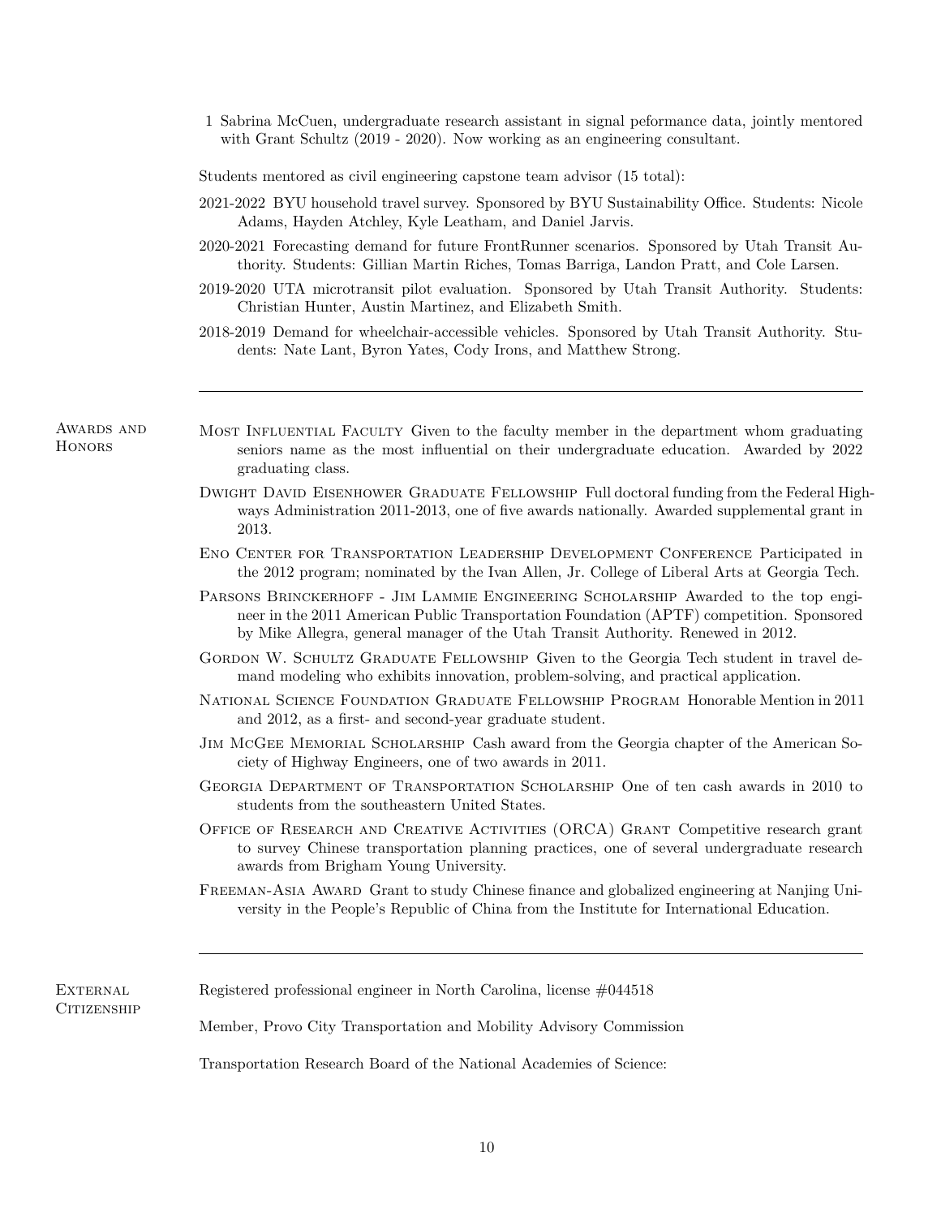1 Sabrina McCuen, undergraduate research assistant in signal peformance data, jointly mentored with Grant Schultz (2019 - 2020). Now working as an engineering consultant.

Students mentored as civil engineering capstone team advisor (15 total):

- 2021-2022 BYU household travel survey. Sponsored by BYU Sustainability Office. Students: Nicole Adams, Hayden Atchley, Kyle Leatham, and Daniel Jarvis.
- 2020-2021 Forecasting demand for future FrontRunner scenarios. Sponsored by Utah Transit Authority. Students: Gillian Martin Riches, Tomas Barriga, Landon Pratt, and Cole Larsen.
- 2019-2020 UTA microtransit pilot evaluation. Sponsored by Utah Transit Authority. Students: Christian Hunter, Austin Martinez, and Elizabeth Smith.
- 2018-2019 Demand for wheelchair-accessible vehicles. Sponsored by Utah Transit Authority. Students: Nate Lant, Byron Yates, Cody Irons, and Matthew Strong.

---

## Awards and Honors

**Most Influential Faculty** Given to the faculty member in the department whom graduating seniors name as the most influential on their undergraduate education. Awarded by 2022 graduating class.

**Dwight David Eisenhower Graduate Fellowship** Full doctoral funding from the Federal Highways Administration 2011-2013, one of five awards nationally. Awarded supplemental grant in 2013.

**Eno Center for Transportation Leadership Development Conference** Participated in the 2012 program; nominated by the Ivan Allen, Jr. College of Liberal Arts at Georgia Tech.

**Parsons Brinckerhoff - Jim Lammie Engineering Scholarship** Awarded to the top engineer in the 2011 American Public Transportation Foundation (APTF) competition. Sponsored by Mike Allegra, general manager of the Utah Transit Authority. Renewed in 2012.

**Gordon W. Schultz Graduate Fellowship** Given to the Georgia Tech student in travel demand modeling who exhibits innovation, problem-solving, and practical application.

**National Science Foundation Graduate Fellowship Program** Honorable Mention in 2011 and 2012, as a first- and second-year graduate student.

**Jim McGee Memorial Scholarship** Cash award from the Georgia chapter of the American Society of Highway Engineers, one of two awards in 2011.

**Georgia Department of Transportation Scholarship** One of ten cash awards in 2010 to students from the southeastern United States.

**Office of Research and Creative Activities (ORCA) Grant** Competitive research grant to survey Chinese transportation planning practices, one of several undergraduate research awards from Brigham Young University.

**Freeman-Asia Award** Grant to study Chinese finance and globalized engineering at Nanjing University in the People's Republic of China from the Institute for International Education.

---

## External Citizenship

Registered professional engineer in North Carolina, license #044518

Member, Provo City Transportation and Mobility Advisory Commission

Transportation Research Board of the National Academies of Science: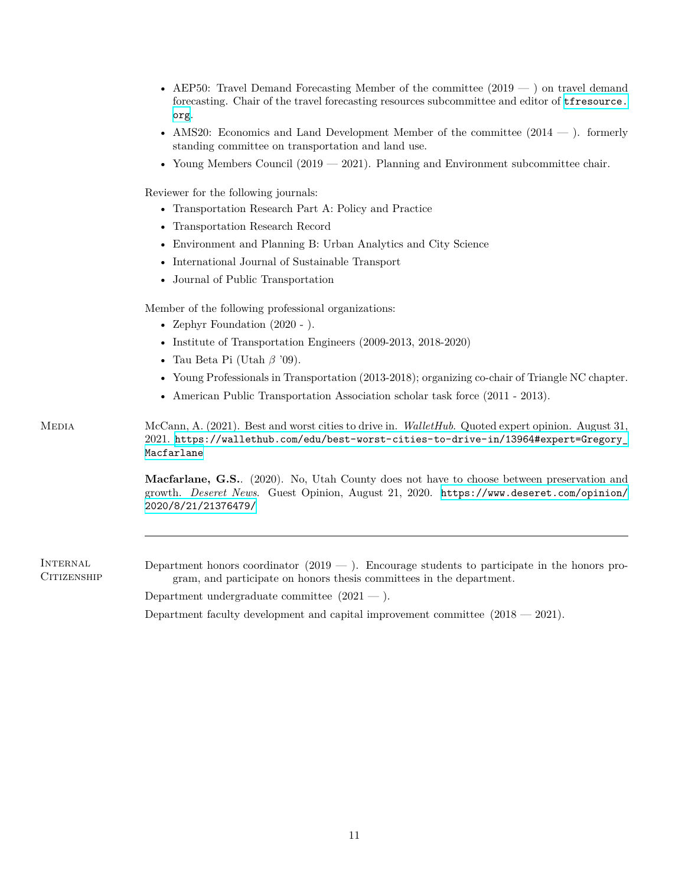- AEP50: Travel Demand Forecasting Member of the committee (2019 — ) on travel demand forecasting. Chair of the travel forecasting resources subcommittee and editor of tfresource.org.
- AMS20: Economics and Land Development Member of the committee (2014 — ). formerly standing committee on transportation and land use.
- Young Members Council (2019 — 2021). Planning and Environment subcommittee chair.

Reviewer for the following journals:

- Transportation Research Part A: Policy and Practice
- Transportation Research Record
- Environment and Planning B: Urban Analytics and City Science
- International Journal of Sustainable Transport
- Journal of Public Transportation

Member of the following professional organizations:

- Zephyr Foundation (2020 - ).
- Institute of Transportation Engineers (2009-2013, 2018-2020)
- Tau Beta Pi (Utah $\beta$ '09).
- Young Professionals in Transportation (2013-2018); organizing co-chair of Triangle NC chapter.
- American Public Transportation Association scholar task force (2011 - 2013).

## Media

McCann, A. (2021). Best and worst cities to drive in. *WalletHub*. Quoted expert opinion. August 31, 2021. https://wallethub.com/edu/best-worst-cities-to-drive-in/13964#expert=Gregory_Macfarlane

**Macfarlane, G.S.**. (2020). No, Utah County does not have to choose between preservation and growth. *Deseret News*. Guest Opinion, August 21, 2020. https://www.deseret.com/opinion/2020/8/21/21376479/

---

## Internal Citizenship

Department honors coordinator (2019 — ). Encourage students to participate in the honors program, and participate on honors thesis committees in the department.

Department undergraduate committee (2021 — ).

Department faculty development and capital improvement committee (2018 — 2021).